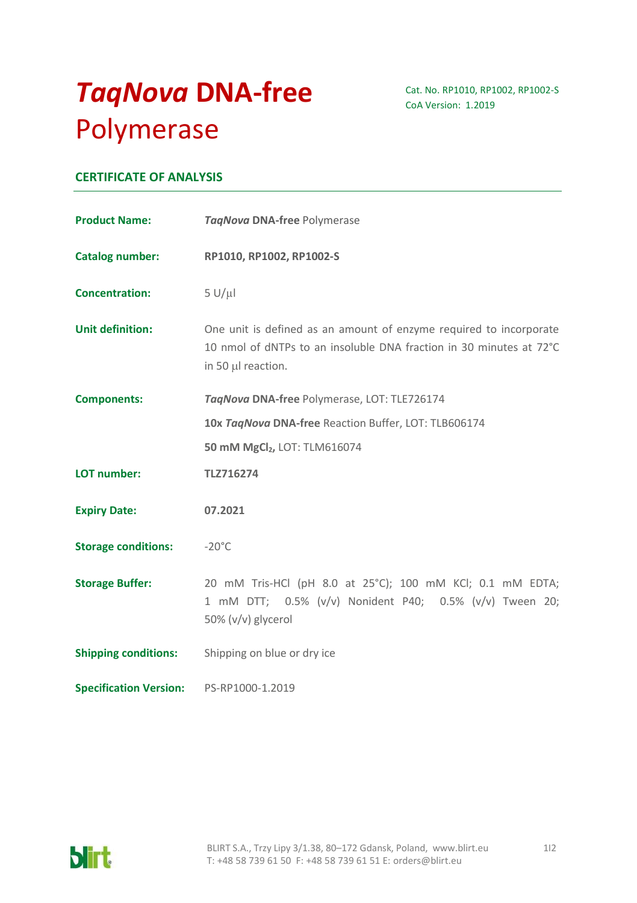# *TaqNova* **DNA-free** Polymerase

Cat. No. RP1010, RP1002, RP1002-S
CoA Version: 1.2019

## CERTIFICATE OF ANALYSIS

**Product Name:** *TaqNova* **DNA-free** Polymerase

**Catalog number:** **RP1010, RP1002, RP1002-S**

**Concentration:** 5 U/µl

**Unit definition:** One unit is defined as an amount of enzyme required to incorporate 10 nmol of dNTPs to an insoluble DNA fraction in 30 minutes at 72°C in 50 µl reaction.

**Components:**

*TaqNova* **DNA-free** Polymerase, LOT: TLE726174

**10x *TaqNova* DNA-free** Reaction Buffer, LOT: TLB606174

**50 mM $MgCl_2$,** LOT: TLM616074

**LOT number:** **TLZ716274**

**Expiry Date:** **07.2021**

**Storage conditions:** -20°C

**Storage Buffer:** 20 mM Tris-HCl (pH 8.0 at 25°C); 100 mM KCl; 0.1 mM EDTA; 1 mM DTT; 0.5% (v/v) Nonident P40; 0.5% (v/v) Tween 20; 50% (v/v) glycerol

**Shipping conditions:** Shipping on blue or dry ice

**Specification Version:** PS-RP1000-1.2019

BLIRT S.A., Trzy Lipy 3/1.38, 80–172 Gdansk, Poland, www.blirt.eu
T: +48 58 739 61 50 F: +48 58 739 61 51 E: orders@blirt.eu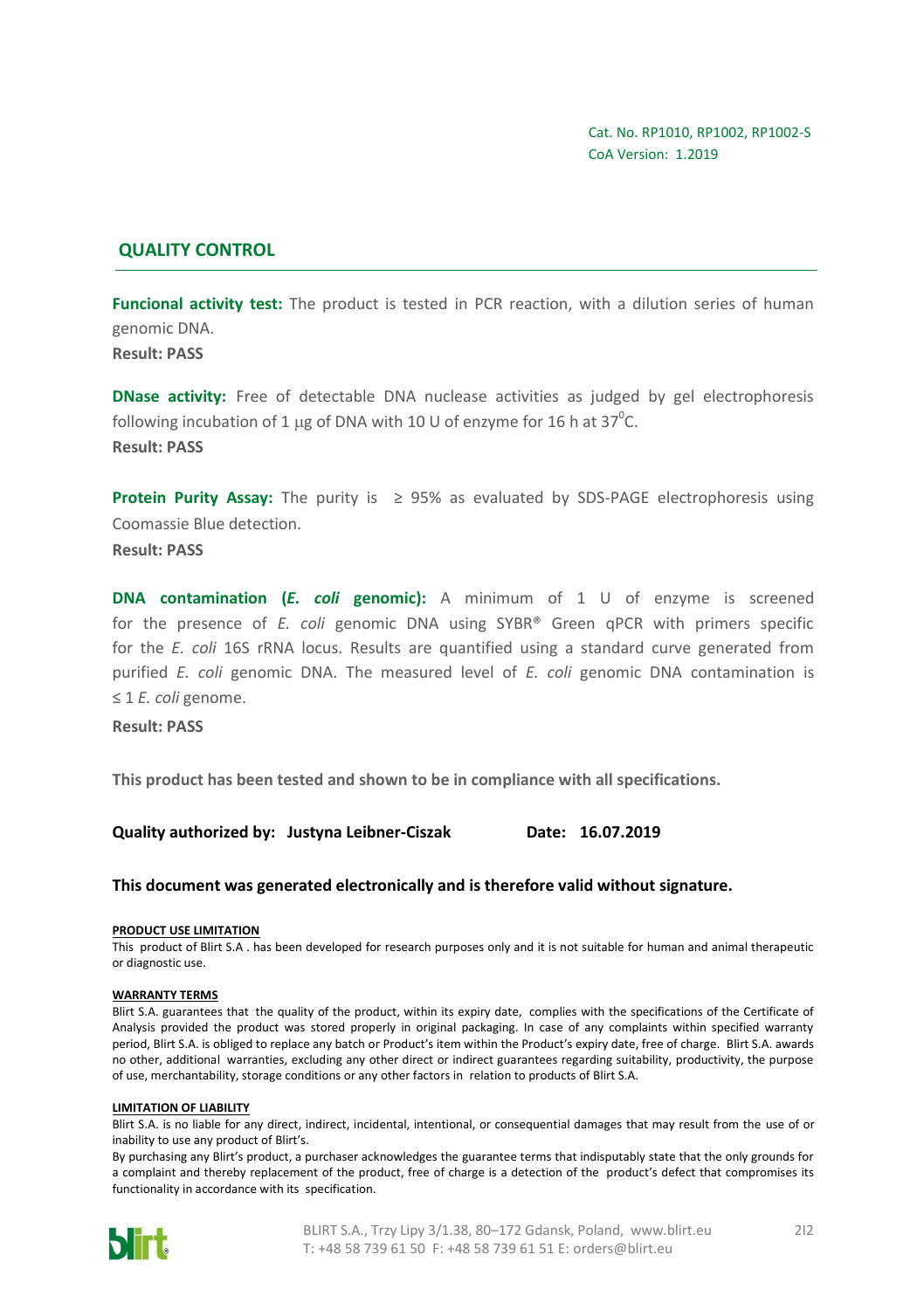Cat. No. RP1010, RP1002, RP1002-S
CoA Version: 1.2019

## QUALITY CONTROL

**Funcional activity test:** The product is tested in PCR reaction, with a dilution series of human genomic DNA.
**Result: PASS**

**DNase activity:** Free of detectable DNA nuclease activities as judged by gel electrophoresis following incubation of 1 µg of DNA with 10 U of enzyme for 16 h at 37$^0$C.
**Result: PASS**

**Protein Purity Assay:** The purity is ≥ 95% as evaluated by SDS-PAGE electrophoresis using Coomassie Blue detection.
**Result: PASS**

**DNA contamination (*E. coli* genomic):** A minimum of 1 U of enzyme is screened for the presence of *E. coli* genomic DNA using SYBR® Green qPCR with primers specific for the *E. coli* 16S rRNA locus. Results are quantified using a standard curve generated from purified *E. coli* genomic DNA. The measured level of *E. coli* genomic DNA contamination is ≤ 1 *E. coli* genome.
**Result: PASS**

**This product has been tested and shown to be in compliance with all specifications.**

**Quality authorized by: Justyna Leibner-Ciszak Date: 16.07.2019**

**This document was generated electronically and is therefore valid without signature.**

**PRODUCT USE LIMITATION**
This product of Blirt S.A . has been developed for research purposes only and it is not suitable for human and animal therapeutic or diagnostic use.

**WARRANTY TERMS**
Blirt S.A. guarantees that the quality of the product, within its expiry date, complies with the specifications of the Certificate of Analysis provided the product was stored properly in original packaging. In case of any complaints within specified warranty period, Blirt S.A. is obliged to replace any batch or Product's item within the Product's expiry date, free of charge. Blirt S.A. awards no other, additional warranties, excluding any other direct or indirect guarantees regarding suitability, productivity, the purpose of use, merchantability, storage conditions or any other factors in relation to products of Blirt S.A.

**LIMITATION OF LIABILITY**
Blirt S.A. is no liable for any direct, indirect, incidental, intentional, or consequential damages that may result from the use of or inability to use any product of Blirt's.
By purchasing any Blirt's product, a purchaser acknowledges the guarantee terms that indisputably state that the only grounds for a complaint and thereby replacement of the product, free of charge is a detection of the product's defect that compromises its functionality in accordance with its specification.

BLIRT S.A., Trzy Lipy 3/1.38, 80–172 Gdansk, Poland, www.blirt.eu
T: +48 58 739 61 50 F: +48 58 739 61 51 E: orders@blirt.eu